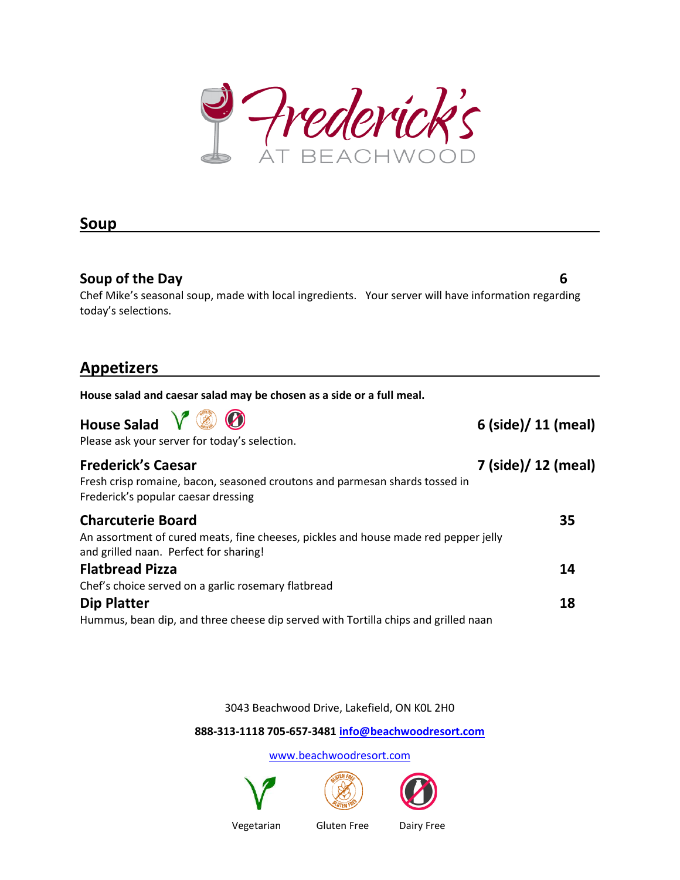# Frederick's AT BEACHWOOD

## Soup

**Soup of the Day** **6**

Chef Mike's seasonal soup, made with local ingredients. Your server will have information regarding today's selections.

## Appetizers

**House salad and caesar salad may be chosen as a side or a full meal.**

**House Salad** (Vegetarian, Gluten Free, Dairy Free) **6 (side)/ 11 (meal)**

Please ask your server for today's selection.

**Frederick's Caesar** **7 (side)/ 12 (meal)**

Fresh crisp romaine, bacon, seasoned croutons and parmesan shards tossed in Frederick's popular caesar dressing

**Charcuterie Board** **35**

An assortment of cured meats, fine cheeses, pickles and house made red pepper jelly and grilled naan. Perfect for sharing!

**Flatbread Pizza** **14**

Chef's choice served on a garlic rosemary flatbread

**Dip Platter** **18**

Hummus, bean dip, and three cheese dip served with Tortilla chips and grilled naan

3043 Beachwood Drive, Lakefield, ON K0L 2H0

**888-313-1118 705-657-3481** info@beachwoodresort.com

www.beachwoodresort.com

Vegetarian Gluten Free Dairy Free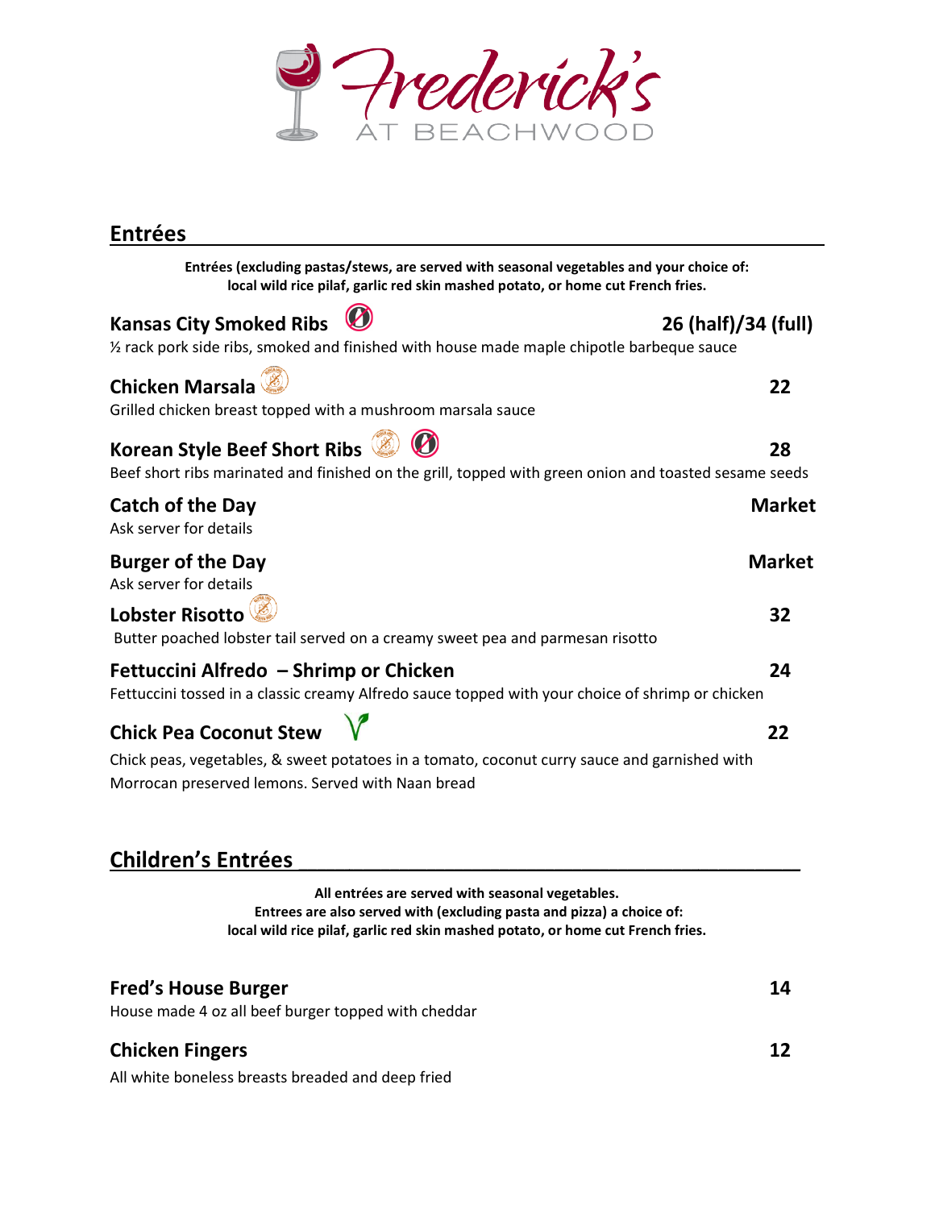# Frederick's
AT BEACHWOOD

## Entrées

**Entrées (excluding pastas/stews, are served with seasonal vegetables and your choice of: local wild rice pilaf, garlic red skin mashed potato, or home cut French fries.**

**Kansas City Smoked Ribs** — **26 (half)/34 (full)**
½ rack pork side ribs, smoked and finished with house made maple chipotle barbeque sauce

**Chicken Marsala** — **22**
Grilled chicken breast topped with a mushroom marsala sauce

**Korean Style Beef Short Ribs** — **28**
Beef short ribs marinated and finished on the grill, topped with green onion and toasted sesame seeds

**Catch of the Day** — **Market**
Ask server for details

**Burger of the Day** — **Market**
Ask server for details

**Lobster Risotto** — **32**
Butter poached lobster tail served on a creamy sweet pea and parmesan risotto

**Fettuccini Alfredo – Shrimp or Chicken** — **24**
Fettuccini tossed in a classic creamy Alfredo sauce topped with your choice of shrimp or chicken

**Chick Pea Coconut Stew** — **22**
Chick peas, vegetables, & sweet potatoes in a tomato, coconut curry sauce and garnished with Morrocan preserved lemons. Served with Naan bread

## Children's Entrées

**All entrées are served with seasonal vegetables.**
**Entrees are also served with (excluding pasta and pizza) a choice of:**
**local wild rice pilaf, garlic red skin mashed potato, or home cut French fries.**

**Fred's House Burger** — **14**
House made 4 oz all beef burger topped with cheddar

**Chicken Fingers** — **12**
All white boneless breasts breaded and deep fried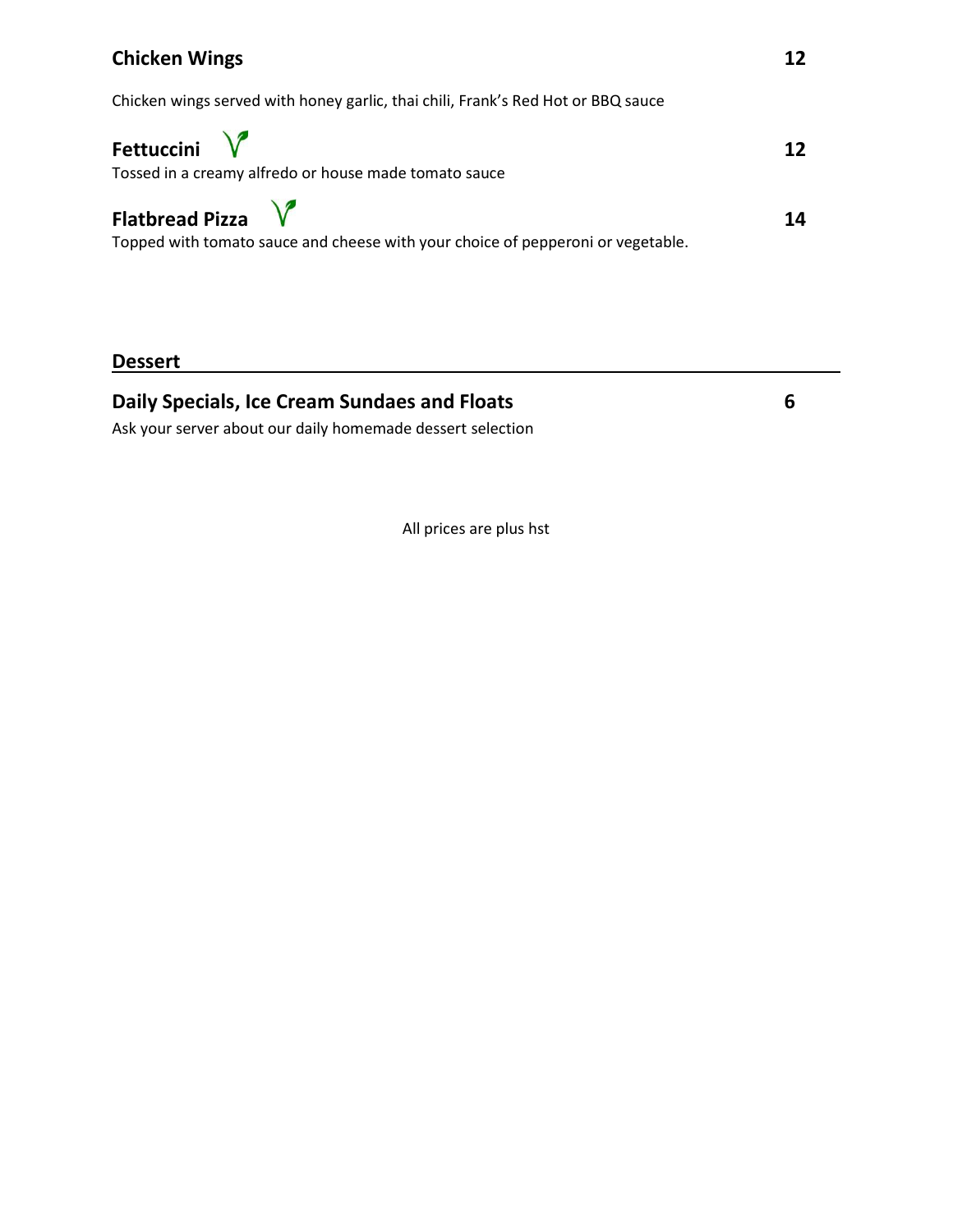**Chicken Wings** **12**

Chicken wings served with honey garlic, thai chili, Frank's Red Hot or BBQ sauce

**Fettuccini** **12**

Tossed in a creamy alfredo or house made tomato sauce

**Flatbread Pizza** **14**

Topped with tomato sauce and cheese with your choice of pepperoni or vegetable.

## Dessert

**Daily Specials, Ice Cream Sundaes and Floats** **6**

Ask your server about our daily homemade dessert selection

All prices are plus hst